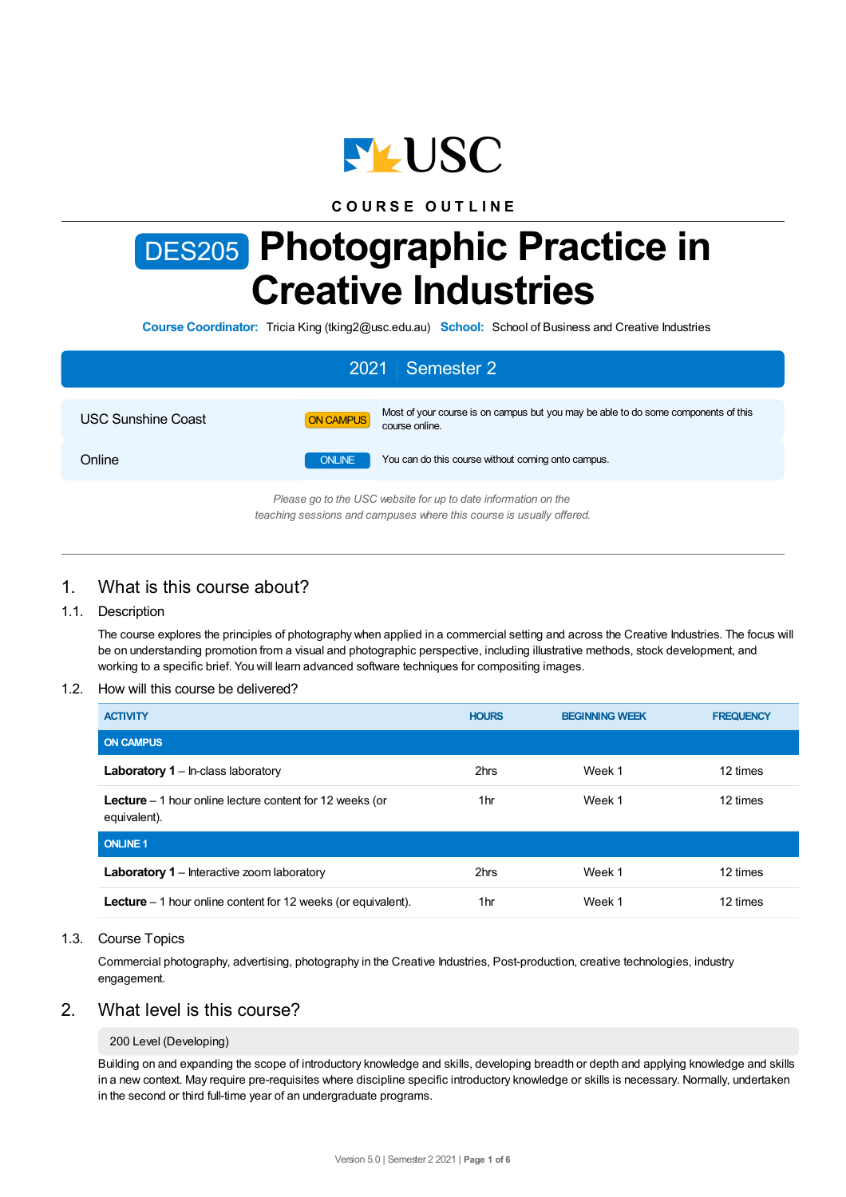USC

COURSE OUTLINE

# DES205 Photographic Practice in Creative Industries

**Course Coordinator:** Tricia King (tking2@usc.edu.au) **School:** School of Business and Creative Industries

## 2021 | Semester 2

| | | |
|---|---|---|
| USC Sunshine Coast | ON CAMPUS | Most of your course is on campus but you may be able to do some components of this course online. |
| Online | ONLINE | You can do this course without coming onto campus. |

*Please go to the USC website for up to date information on the teaching sessions and campuses where this course is usually offered.*

## 1. What is this course about?

### 1.1. Description

The course explores the principles of photography when applied in a commercial setting and across the Creative Industries. The focus will be on understanding promotion from a visual and photographic perspective, including illustrative methods, stock development, and working to a specific brief. You will learn advanced software techniques for compositing images.

### 1.2. How will this course be delivered?

| ACTIVITY | HOURS | BEGINNING WEEK | FREQUENCY |
|---|---|---|---|
| **ON CAMPUS** | | | |
| **Laboratory 1** – In-class laboratory | 2hrs | Week 1 | 12 times |
| **Lecture** – 1 hour online lecture content for 12 weeks (or equivalent). | 1hr | Week 1 | 12 times |
| **ONLINE 1** | | | |
| **Laboratory 1** – Interactive zoom laboratory | 2hrs | Week 1 | 12 times |
| **Lecture** – 1 hour online content for 12 weeks (or equivalent). | 1hr | Week 1 | 12 times |

### 1.3. Course Topics

Commercial photography, advertising, photography in the Creative Industries, Post-production, creative technologies, industry engagement.

## 2. What level is this course?

200 Level (Developing)

Building on and expanding the scope of introductory knowledge and skills, developing breadth or depth and applying knowledge and skills in a new context. May require pre-requisites where discipline specific introductory knowledge or skills is necessary. Normally, undertaken in the second or third full-time year of an undergraduate programs.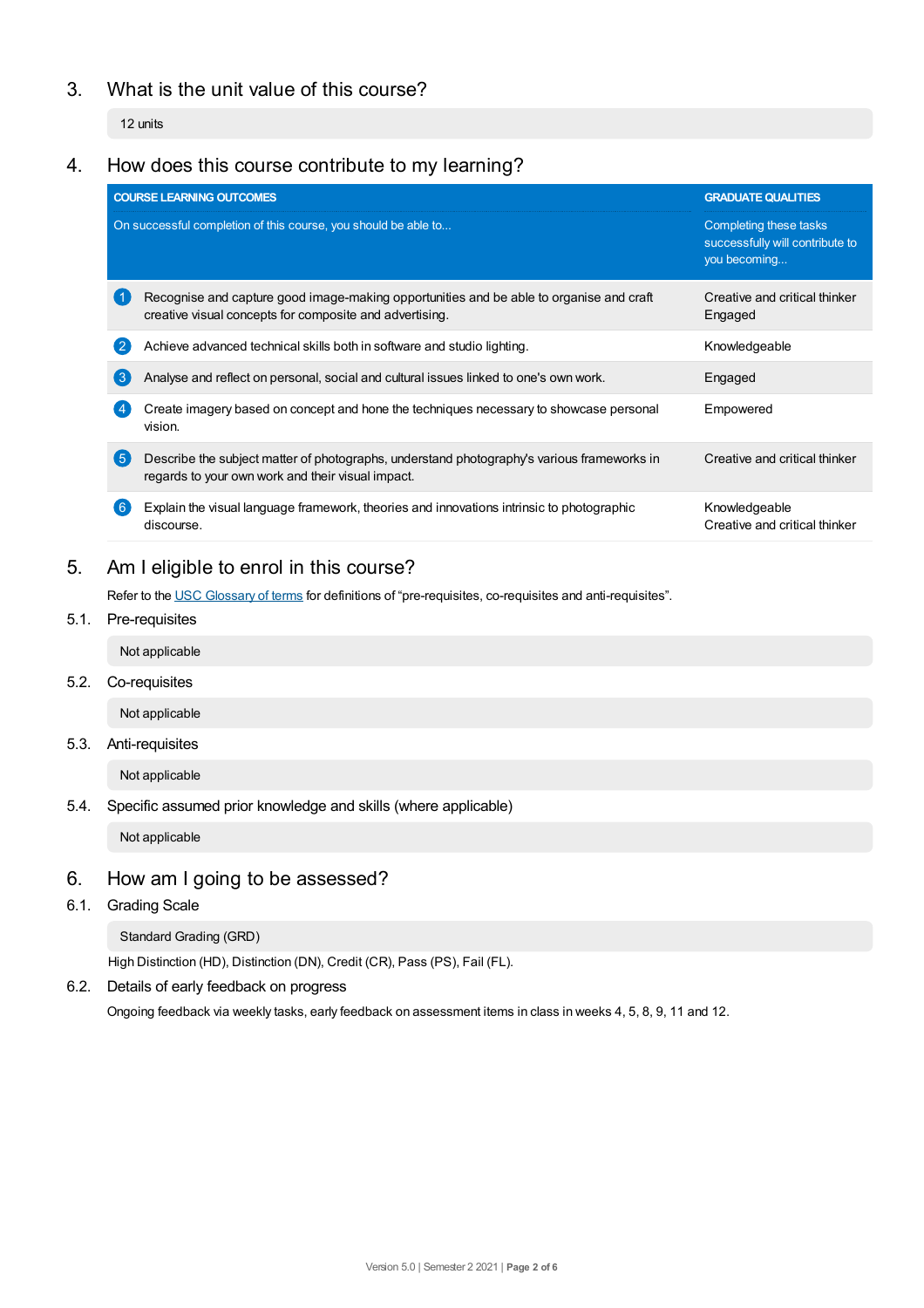## 3. What is the unit value of this course?

12 units

## 4. How does this course contribute to my learning?

| COURSE LEARNING OUTCOMES<br>On successful completion of this course, you should be able to... | GRADUATE QUALITIES<br>Completing these tasks successfully will contribute to you becoming... |
|---|---|
| 1 Recognise and capture good image-making opportunities and be able to organise and craft creative visual concepts for composite and advertising. | Creative and critical thinker<br>Engaged |
| 2 Achieve advanced technical skills both in software and studio lighting. | Knowledgeable |
| 3 Analyse and reflect on personal, social and cultural issues linked to one's own work. | Engaged |
| 4 Create imagery based on concept and hone the techniques necessary to showcase personal vision. | Empowered |
| 5 Describe the subject matter of photographs, understand photography's various frameworks in regards to your own work and their visual impact. | Creative and critical thinker |
| 6 Explain the visual language framework, theories and innovations intrinsic to photographic discourse. | Knowledgeable<br>Creative and critical thinker |

## 5. Am I eligible to enrol in this course?

Refer to the USC Glossary of terms for definitions of "pre-requisites, co-requisites and anti-requisites".

### 5.1. Pre-requisites

Not applicable

### 5.2. Co-requisites

Not applicable

### 5.3. Anti-requisites

Not applicable

### 5.4. Specific assumed prior knowledge and skills (where applicable)

Not applicable

## 6. How am I going to be assessed?

### 6.1. Grading Scale

Standard Grading (GRD)

High Distinction (HD), Distinction (DN), Credit (CR), Pass (PS), Fail (FL).

### 6.2. Details of early feedback on progress

Ongoing feedback via weekly tasks, early feedback on assessment items in class in weeks 4, 5, 8, 9, 11 and 12.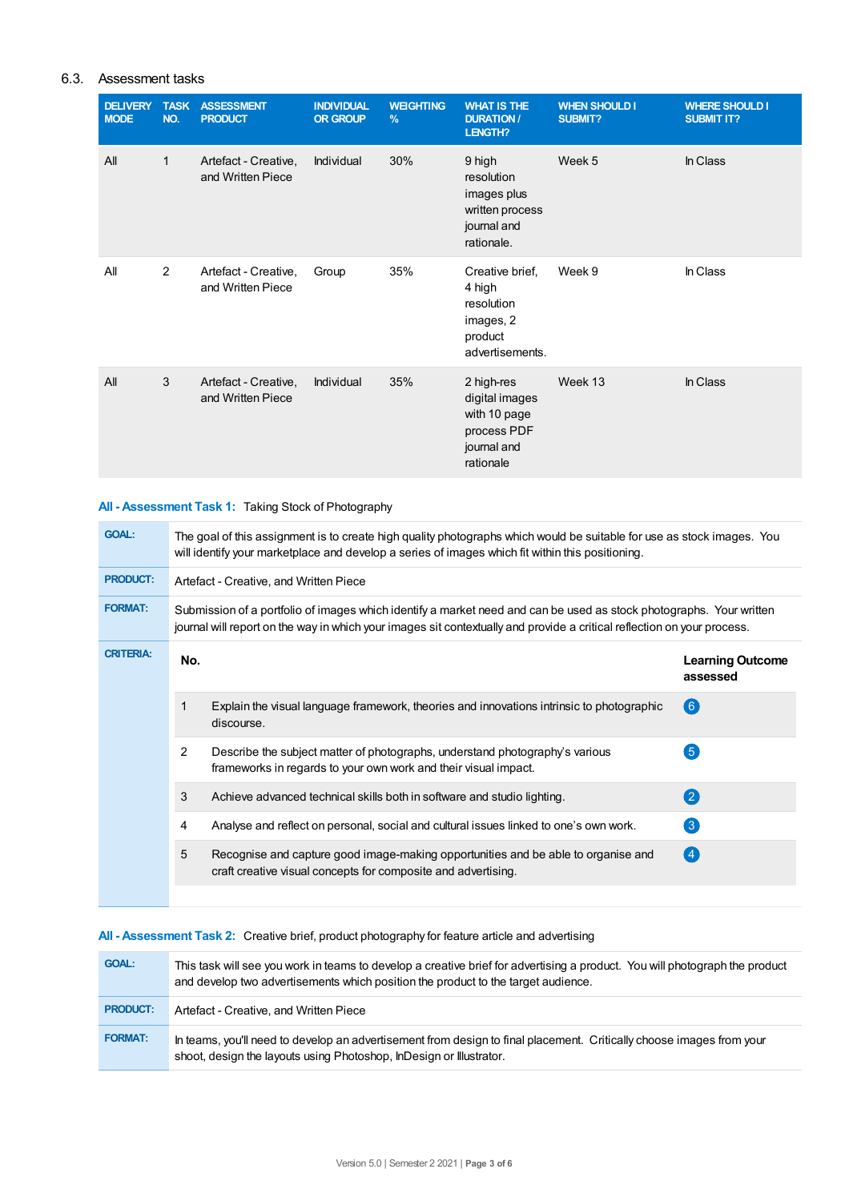### 6.3. Assessment tasks

| DELIVERY MODE | TASK NO. | ASSESSMENT PRODUCT | INDIVIDUAL OR GROUP | WEIGHTING % | WHAT IS THE DURATION / LENGTH? | WHEN SHOULD I SUBMIT? | WHERE SHOULD I SUBMIT IT? |
|---|---|---|---|---|---|---|---|
| All | 1 | Artefact - Creative, and Written Piece | Individual | 30% | 9 high resolution images plus written process journal and rationale. | Week 5 | In Class |
| All | 2 | Artefact - Creative, and Written Piece | Group | 35% | Creative brief, 4 high resolution images, 2 product advertisements. | Week 9 | In Class |
| All | 3 | Artefact - Creative, and Written Piece | Individual | 35% | 2 high-res digital images with 10 page process PDF journal and rationale | Week 13 | In Class |

**All - Assessment Task 1:** Taking Stock of Photography

**GOAL:** The goal of this assignment is to create high quality photographs which would be suitable for use as stock images. You will identify your marketplace and develop a series of images which fit within this positioning.

**PRODUCT:** Artefact - Creative, and Written Piece

**FORMAT:** Submission of a portfolio of images which identify a market need and can be used as stock photographs. Your written journal will report on the way in which your images sit contextually and provide a critical reflection on your process.

**CRITERIA:**

| No. | | Learning Outcome assessed |
|---|---|---|
| 1 | Explain the visual language framework, theories and innovations intrinsic to photographic discourse. | 6 |
| 2 | Describe the subject matter of photographs, understand photography's various frameworks in regards to your own work and their visual impact. | 5 |
| 3 | Achieve advanced technical skills both in software and studio lighting. | 2 |
| 4 | Analyse and reflect on personal, social and cultural issues linked to one's own work. | 3 |
| 5 | Recognise and capture good image-making opportunities and be able to organise and craft creative visual concepts for composite and advertising. | 4 |

**All - Assessment Task 2:** Creative brief, product photography for feature article and advertising

**GOAL:** This task will see you work in teams to develop a creative brief for advertising a product. You will photograph the product and develop two advertisements which position the product to the target audience.

**PRODUCT:** Artefact - Creative, and Written Piece

**FORMAT:** In teams, you'll need to develop an advertisement from design to final placement. Critically choose images from your shoot, design the layouts using Photoshop, InDesign or Illustrator.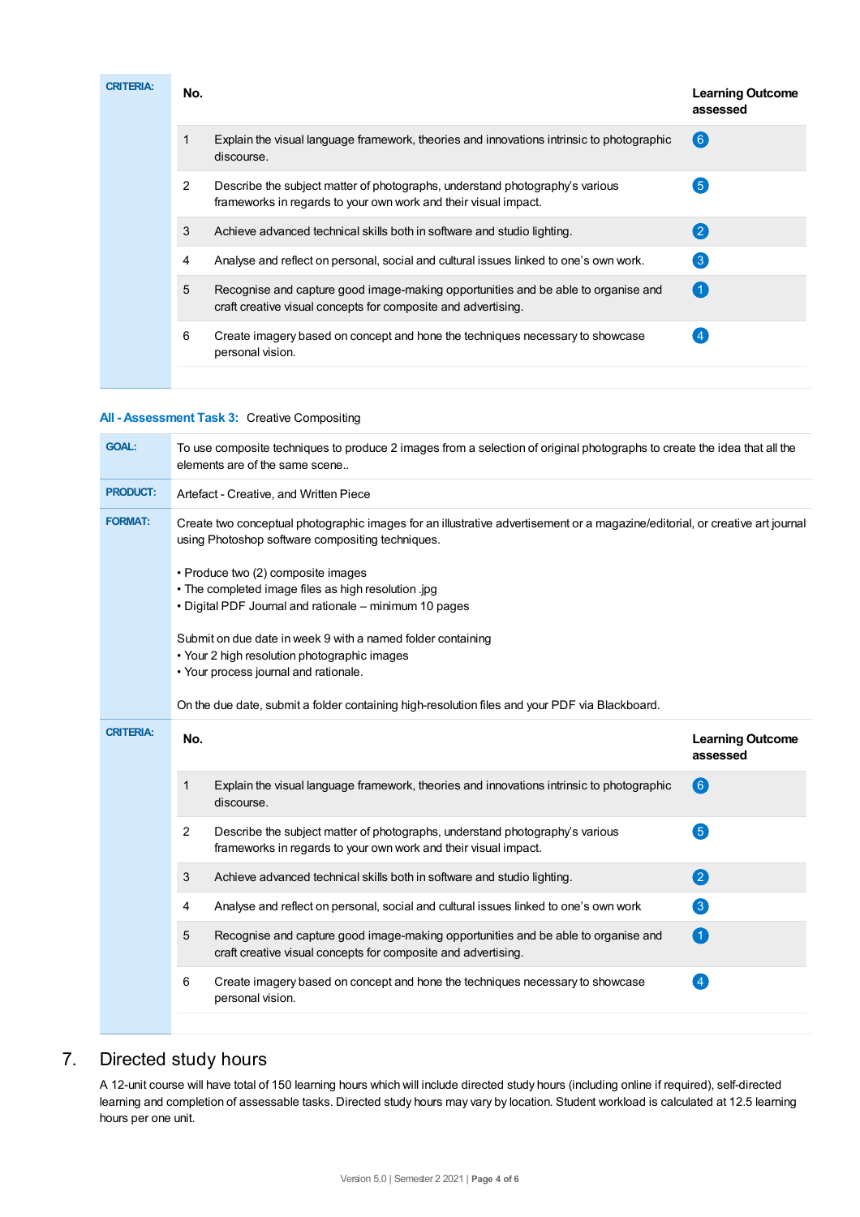**CRITERIA:**

| No. | | Learning Outcome assessed |
|---|---|---|
| 1 | Explain the visual language framework, theories and innovations intrinsic to photographic discourse. | 6 |
| 2 | Describe the subject matter of photographs, understand photography's various frameworks in regards to your own work and their visual impact. | 5 |
| 3 | Achieve advanced technical skills both in software and studio lighting. | 2 |
| 4 | Analyse and reflect on personal, social and cultural issues linked to one's own work. | 3 |
| 5 | Recognise and capture good image-making opportunities and be able to organise and craft creative visual concepts for composite and advertising. | 1 |
| 6 | Create imagery based on concept and hone the techniques necessary to showcase personal vision. | 4 |

### All - Assessment Task 3: Creative Compositing

**GOAL:** To use composite techniques to produce 2 images from a selection of original photographs to create the idea that all the elements are of the same scene..

**PRODUCT:** Artefact - Creative, and Written Piece

**FORMAT:** Create two conceptual photographic images for an illustrative advertisement or a magazine/editorial, or creative art journal using Photoshop software compositing techniques.

- Produce two (2) composite images
- The completed image files as high resolution .jpg
- Digital PDF Journal and rationale – minimum 10 pages

Submit on due date in week 9 with a named folder containing

- Your 2 high resolution photographic images
- Your process journal and rationale.

On the due date, submit a folder containing high-resolution files and your PDF via Blackboard.

**CRITERIA:**

| No. | | Learning Outcome assessed |
|---|---|---|
| 1 | Explain the visual language framework, theories and innovations intrinsic to photographic discourse. | 6 |
| 2 | Describe the subject matter of photographs, understand photography's various frameworks in regards to your own work and their visual impact. | 5 |
| 3 | Achieve advanced technical skills both in software and studio lighting. | 2 |
| 4 | Analyse and reflect on personal, social and cultural issues linked to one's own work | 3 |
| 5 | Recognise and capture good image-making opportunities and be able to organise and craft creative visual concepts for composite and advertising. | 1 |
| 6 | Create imagery based on concept and hone the techniques necessary to showcase personal vision. | 4 |

## 7. Directed study hours

A 12-unit course will have total of 150 learning hours which will include directed study hours (including online if required), self-directed learning and completion of assessable tasks. Directed study hours may vary by location. Student workload is calculated at 12.5 learning hours per one unit.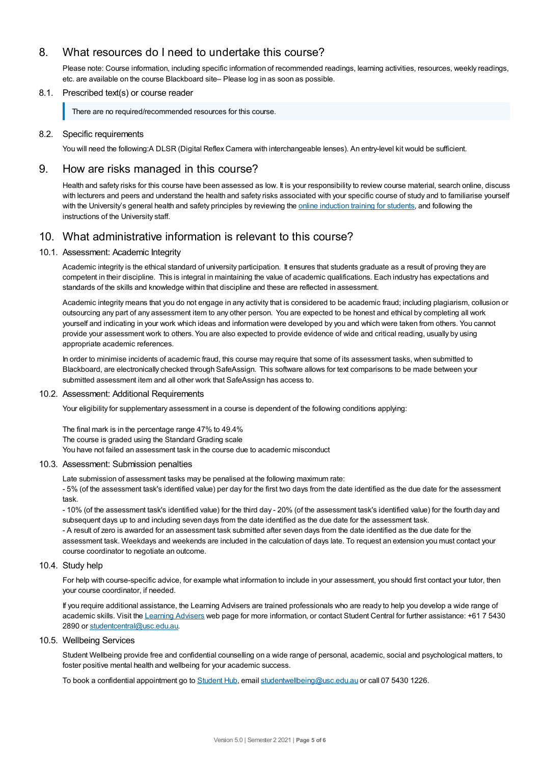## 8. What resources do I need to undertake this course?

Please note: Course information, including specific information of recommended readings, learning activities, resources, weekly readings, etc. are available on the course Blackboard site– Please log in as soon as possible.

### 8.1. Prescribed text(s) or course reader

> There are no required/recommended resources for this course.

### 8.2. Specific requirements

You will need the following:A DLSR (Digital Reflex Camera with interchangeable lenses). An entry-level kit would be sufficient.

## 9. How are risks managed in this course?

Health and safety risks for this course have been assessed as low. It is your responsibility to review course material, search online, discuss with lecturers and peers and understand the health and safety risks associated with your specific course of study and to familiarise yourself with the University's general health and safety principles by reviewing the online induction training for students, and following the instructions of the University staff.

## 10. What administrative information is relevant to this course?

### 10.1. Assessment: Academic Integrity

Academic integrity is the ethical standard of university participation. It ensures that students graduate as a result of proving they are competent in their discipline. This is integral in maintaining the value of academic qualifications. Each industry has expectations and standards of the skills and knowledge within that discipline and these are reflected in assessment.

Academic integrity means that you do not engage in any activity that is considered to be academic fraud; including plagiarism, collusion or outsourcing any part of any assessment item to any other person. You are expected to be honest and ethical by completing all work yourself and indicating in your work which ideas and information were developed by you and which were taken from others. You cannot provide your assessment work to others. You are also expected to provide evidence of wide and critical reading, usually by using appropriate academic references.

In order to minimise incidents of academic fraud, this course may require that some of its assessment tasks, when submitted to Blackboard, are electronically checked through SafeAssign. This software allows for text comparisons to be made between your submitted assessment item and all other work that SafeAssign has access to.

### 10.2. Assessment: Additional Requirements

Your eligibility for supplementary assessment in a course is dependent of the following conditions applying:

The final mark is in the percentage range 47% to 49.4%
The course is graded using the Standard Grading scale
You have not failed an assessment task in the course due to academic misconduct

### 10.3. Assessment: Submission penalties

Late submission of assessment tasks may be penalised at the following maximum rate:
- 5% (of the assessment task's identified value) per day for the first two days from the date identified as the due date for the assessment task.
- 10% (of the assessment task's identified value) for the third day - 20% (of the assessment task's identified value) for the fourth day and subsequent days up to and including seven days from the date identified as the due date for the assessment task.
- A result of zero is awarded for an assessment task submitted after seven days from the date identified as the due date for the assessment task. Weekdays and weekends are included in the calculation of days late. To request an extension you must contact your course coordinator to negotiate an outcome.

### 10.4. Study help

For help with course-specific advice, for example what information to include in your assessment, you should first contact your tutor, then your course coordinator, if needed.

If you require additional assistance, the Learning Advisers are trained professionals who are ready to help you develop a wide range of academic skills. Visit the Learning Advisers web page for more information, or contact Student Central for further assistance: +61 7 5430 2890 or studentcentral@usc.edu.au.

### 10.5. Wellbeing Services

Student Wellbeing provide free and confidential counselling on a wide range of personal, academic, social and psychological matters, to foster positive mental health and wellbeing for your academic success.

To book a confidential appointment go to Student Hub, email studentwellbeing@usc.edu.au or call 07 5430 1226.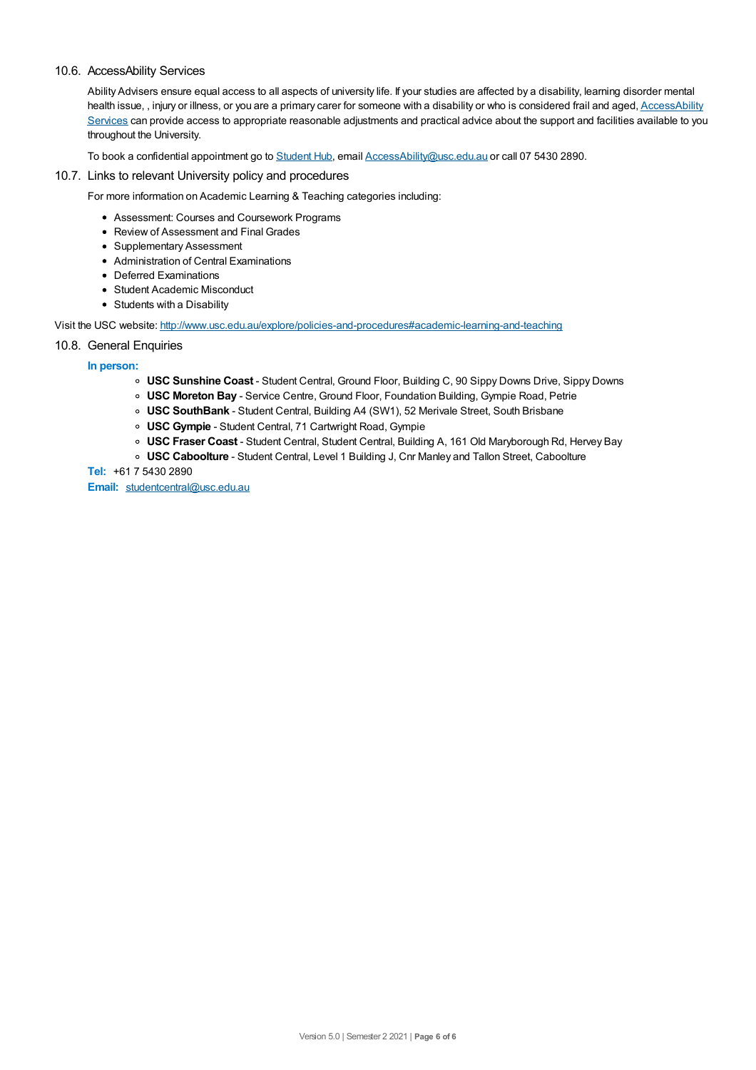### 10.6. AccessAbility Services

Ability Advisers ensure equal access to all aspects of university life. If your studies are affected by a disability, learning disorder mental health issue, , injury or illness, or you are a primary carer for someone with a disability or who is considered frail and aged, AccessAbility Services can provide access to appropriate reasonable adjustments and practical advice about the support and facilities available to you throughout the University.

To book a confidential appointment go to Student Hub, email AccessAbility@usc.edu.au or call 07 5430 2890.

### 10.7. Links to relevant University policy and procedures

For more information on Academic Learning & Teaching categories including:

- Assessment: Courses and Coursework Programs
- Review of Assessment and Final Grades
- Supplementary Assessment
- Administration of Central Examinations
- Deferred Examinations
- Student Academic Misconduct
- Students with a Disability

Visit the USC website: http://www.usc.edu.au/explore/policies-and-procedures#academic-learning-and-teaching

### 10.8. General Enquiries

**In person:**

- **USC Sunshine Coast** - Student Central, Ground Floor, Building C, 90 Sippy Downs Drive, Sippy Downs
- **USC Moreton Bay** - Service Centre, Ground Floor, Foundation Building, Gympie Road, Petrie
- **USC SouthBank** - Student Central, Building A4 (SW1), 52 Merivale Street, South Brisbane
- **USC Gympie** - Student Central, 71 Cartwright Road, Gympie
- **USC Fraser Coast** - Student Central, Student Central, Building A, 161 Old Maryborough Rd, Hervey Bay
- **USC Caboolture** - Student Central, Level 1 Building J, Cnr Manley and Tallon Street, Caboolture

**Tel:** +61 7 5430 2890

**Email:** studentcentral@usc.edu.au